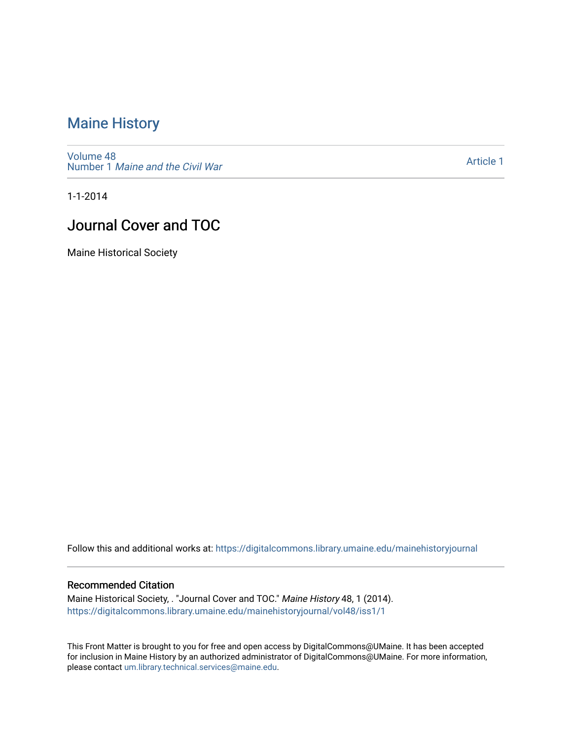# Maine History

Volume 48
Number 1 *Maine and the Civil War*

Article 1

1-1-2014

## Journal Cover and TOC

Maine Historical Society

Follow this and additional works at: https://digitalcommons.library.umaine.edu/mainehistoryjournal

### Recommended Citation

Maine Historical Society, . "Journal Cover and TOC." *Maine History* 48, 1 (2014).
https://digitalcommons.library.umaine.edu/mainehistoryjournal/vol48/iss1/1

This Front Matter is brought to you for free and open access by DigitalCommons@UMaine. It has been accepted for inclusion in Maine History by an authorized administrator of DigitalCommons@UMaine. For more information, please contact um.library.technical.services@maine.edu.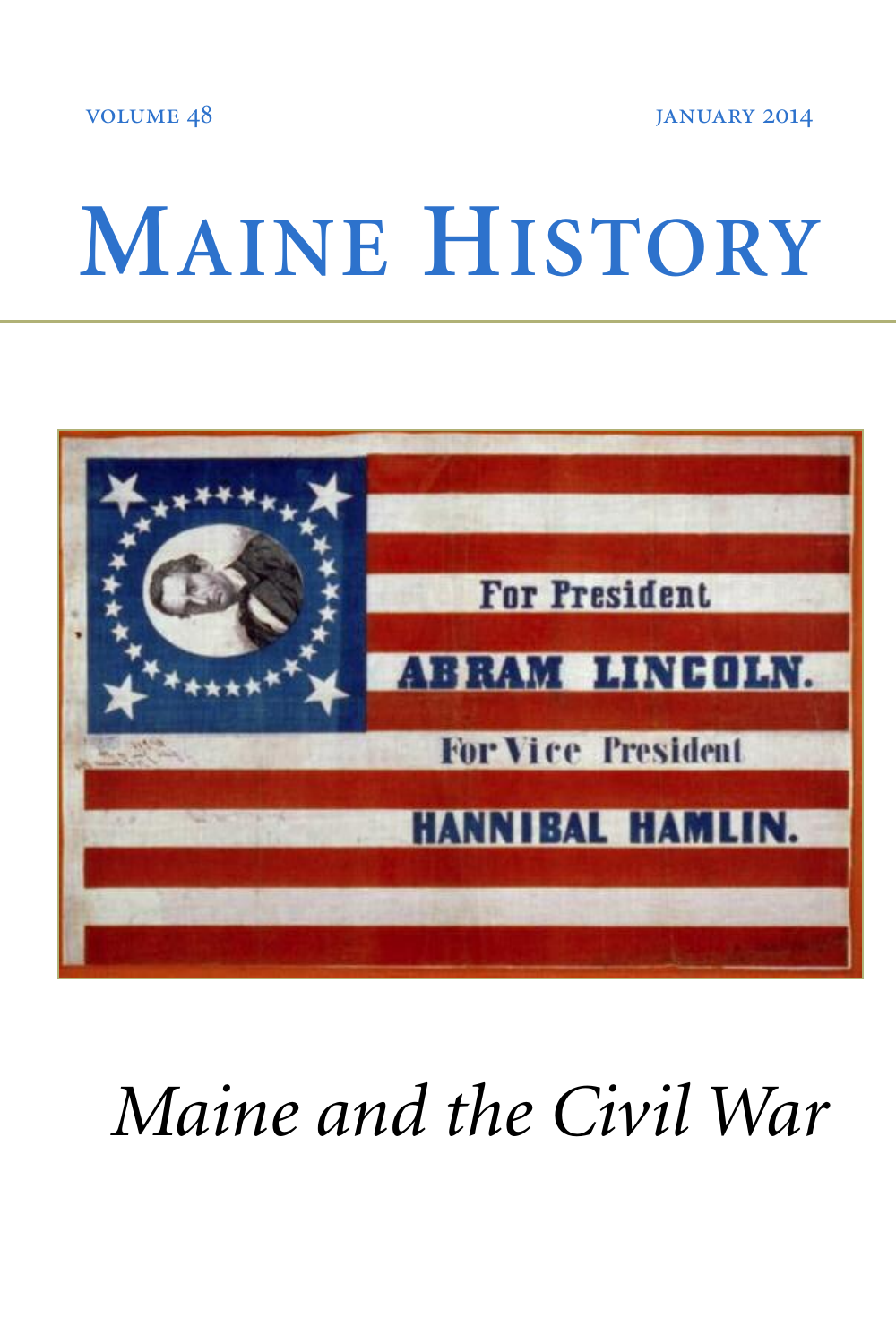VOLUME 48 JANUARY 2014

# MAINE HISTORY

For President

ABRAM LINCOLN.

For Vice President

HANNIBAL HAMLIN.

*Maine and the Civil War*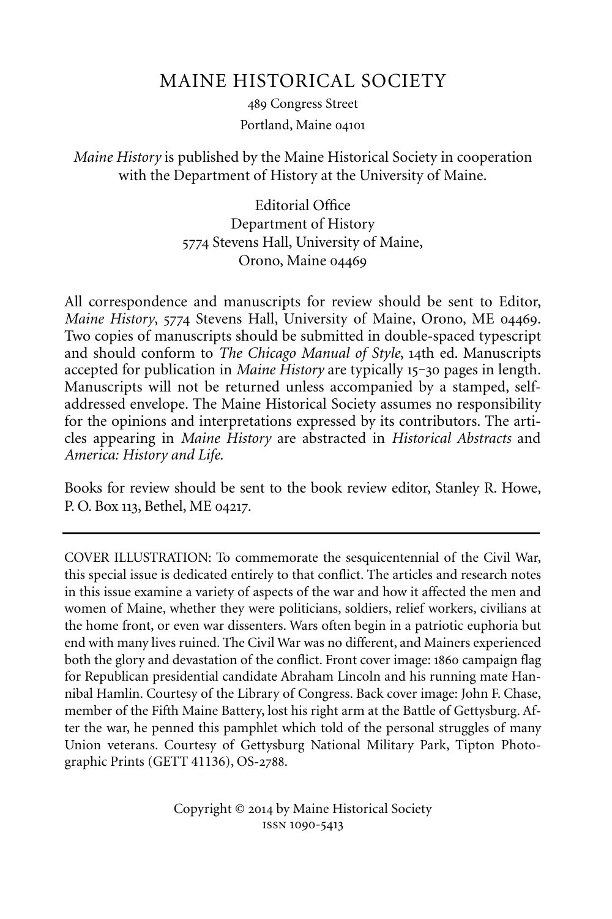# MAINE HISTORICAL SOCIETY

489 Congress Street
Portland, Maine 04101

*Maine History* is published by the Maine Historical Society in cooperation with the Department of History at the University of Maine.

Editorial Office
Department of History
5774 Stevens Hall, University of Maine,
Orono, Maine 04469

All correspondence and manuscripts for review should be sent to Editor, *Maine History*, 5774 Stevens Hall, University of Maine, Orono, ME 04469. Two copies of manuscripts should be submitted in double-spaced typescript and should conform to *The Chicago Manual of Style*, 14th ed. Manuscripts accepted for publication in *Maine History* are typically 15–30 pages in length. Manuscripts will not be returned unless accompanied by a stamped, self-addressed envelope. The Maine Historical Society assumes no responsibility for the opinions and interpretations expressed by its contributors. The articles appearing in *Maine History* are abstracted in *Historical Abstracts* and *America: History and Life*.

Books for review should be sent to the book review editor, Stanley R. Howe, P. O. Box 113, Bethel, ME 04217.

---

COVER ILLUSTRATION: To commemorate the sesquicentennial of the Civil War, this special issue is dedicated entirely to that conflict. The articles and research notes in this issue examine a variety of aspects of the war and how it affected the men and women of Maine, whether they were politicians, soldiers, relief workers, civilians at the home front, or even war dissenters. Wars often begin in a patriotic euphoria but end with many lives ruined. The Civil War was no different, and Mainers experienced both the glory and devastation of the conflict. Front cover image: 1860 campaign flag for Republican presidential candidate Abraham Lincoln and his running mate Hannibal Hamlin. Courtesy of the Library of Congress. Back cover image: John F. Chase, member of the Fifth Maine Battery, lost his right arm at the Battle of Gettysburg. After the war, he penned this pamphlet which told of the personal struggles of many Union veterans. Courtesy of Gettysburg National Military Park, Tipton Photographic Prints (GETT 41136), OS-2788.

Copyright © 2014 by Maine Historical Society
ISSN 1090-5413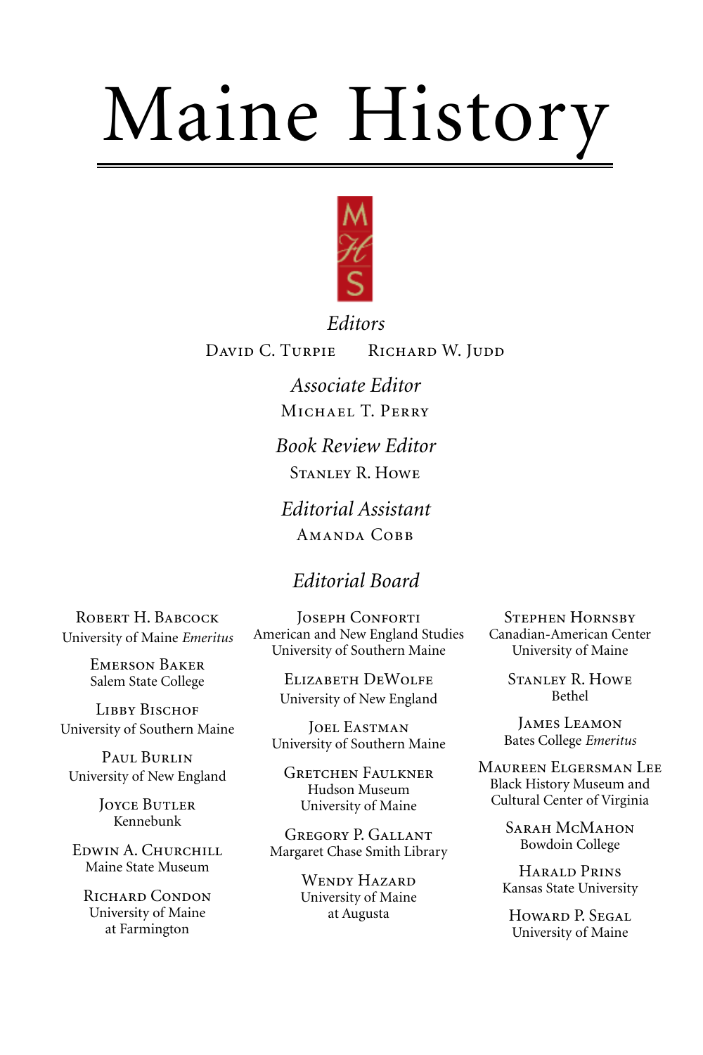# Maine History

MHS

*Editors*

David C. Turpie Richard W. Judd

*Associate Editor*

Michael T. Perry

*Book Review Editor*

Stanley R. Howe

*Editorial Assistant*

Amanda Cobb

## *Editorial Board*

Robert H. Babcock
University of Maine *Emeritus*

Emerson Baker
Salem State College

Libby Bischof
University of Southern Maine

Paul Burlin
University of New England

Joyce Butler
Kennebunk

Edwin A. Churchill
Maine State Museum

Richard Condon
University of Maine
at Farmington

Joseph Conforti
American and New England Studies
University of Southern Maine

Elizabeth DeWolfe
University of New England

Joel Eastman
University of Southern Maine

Gretchen Faulkner
Hudson Museum
University of Maine

Gregory P. Gallant
Margaret Chase Smith Library

Wendy Hazard
University of Maine
at Augusta

Stephen Hornsby
Canadian-American Center
University of Maine

Stanley R. Howe
Bethel

James Leamon
Bates College *Emeritus*

Maureen Elgersman Lee
Black History Museum and
Cultural Center of Virginia

Sarah McMahon
Bowdoin College

Harald Prins
Kansas State University

Howard P. Segal
University of Maine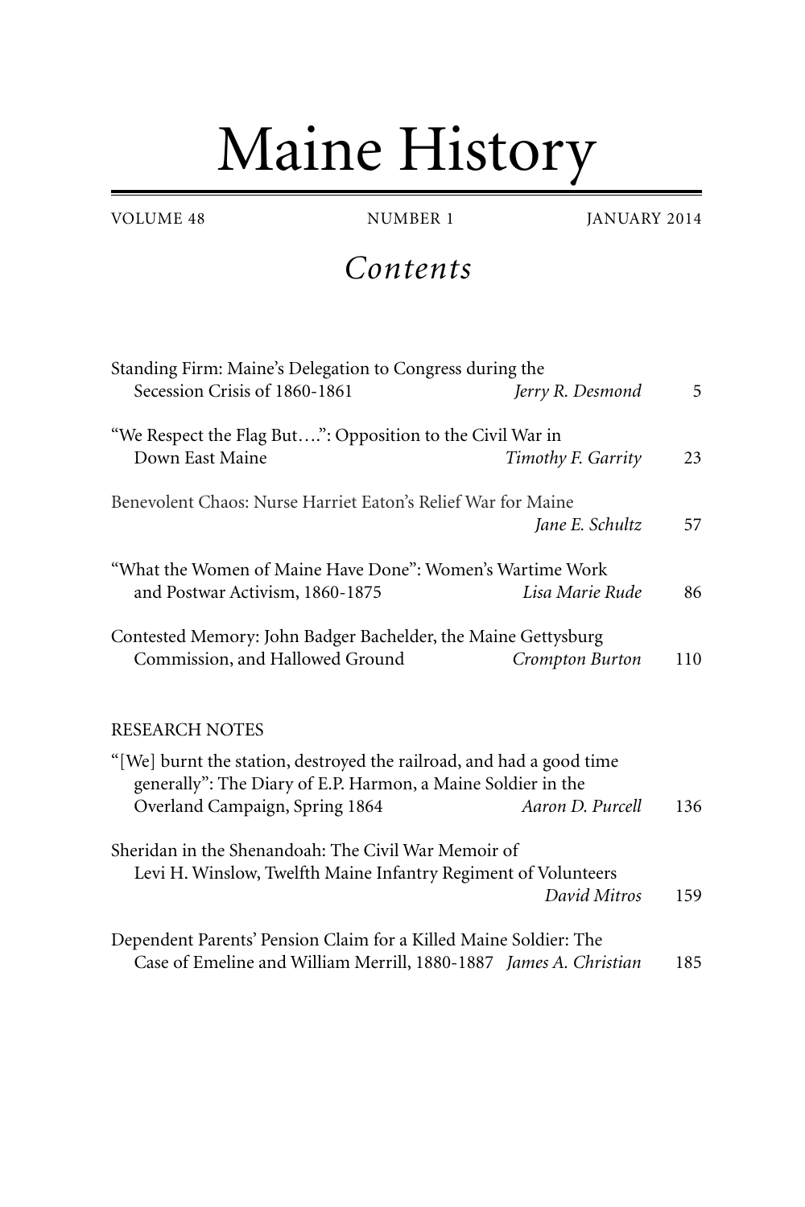# Maine History

VOLUME 48 NUMBER 1 JANUARY 2014

## *Contents*

Standing Firm: Maine's Delegation to Congress during the Secession Crisis of 1860-1861 — *Jerry R. Desmond* 5

"We Respect the Flag But….": Opposition to the Civil War in Down East Maine — *Timothy F. Garrity* 23

Benevolent Chaos: Nurse Harriet Eaton's Relief War for Maine — *Jane E. Schultz* 57

"What the Women of Maine Have Done": Women's Wartime Work and Postwar Activism, 1860-1875 — *Lisa Marie Rude* 86

Contested Memory: John Badger Bachelder, the Maine Gettysburg Commission, and Hallowed Ground — *Crompton Burton* 110

### RESEARCH NOTES

"[We] burnt the station, destroyed the railroad, and had a good time generally": The Diary of E.P. Harmon, a Maine Soldier in the Overland Campaign, Spring 1864 — *Aaron D. Purcell* 136

Sheridan in the Shenandoah: The Civil War Memoir of Levi H. Winslow, Twelfth Maine Infantry Regiment of Volunteers — *David Mitros* 159

Dependent Parents' Pension Claim for a Killed Maine Soldier: The Case of Emeline and William Merrill, 1880-1887 — *James A. Christian* 185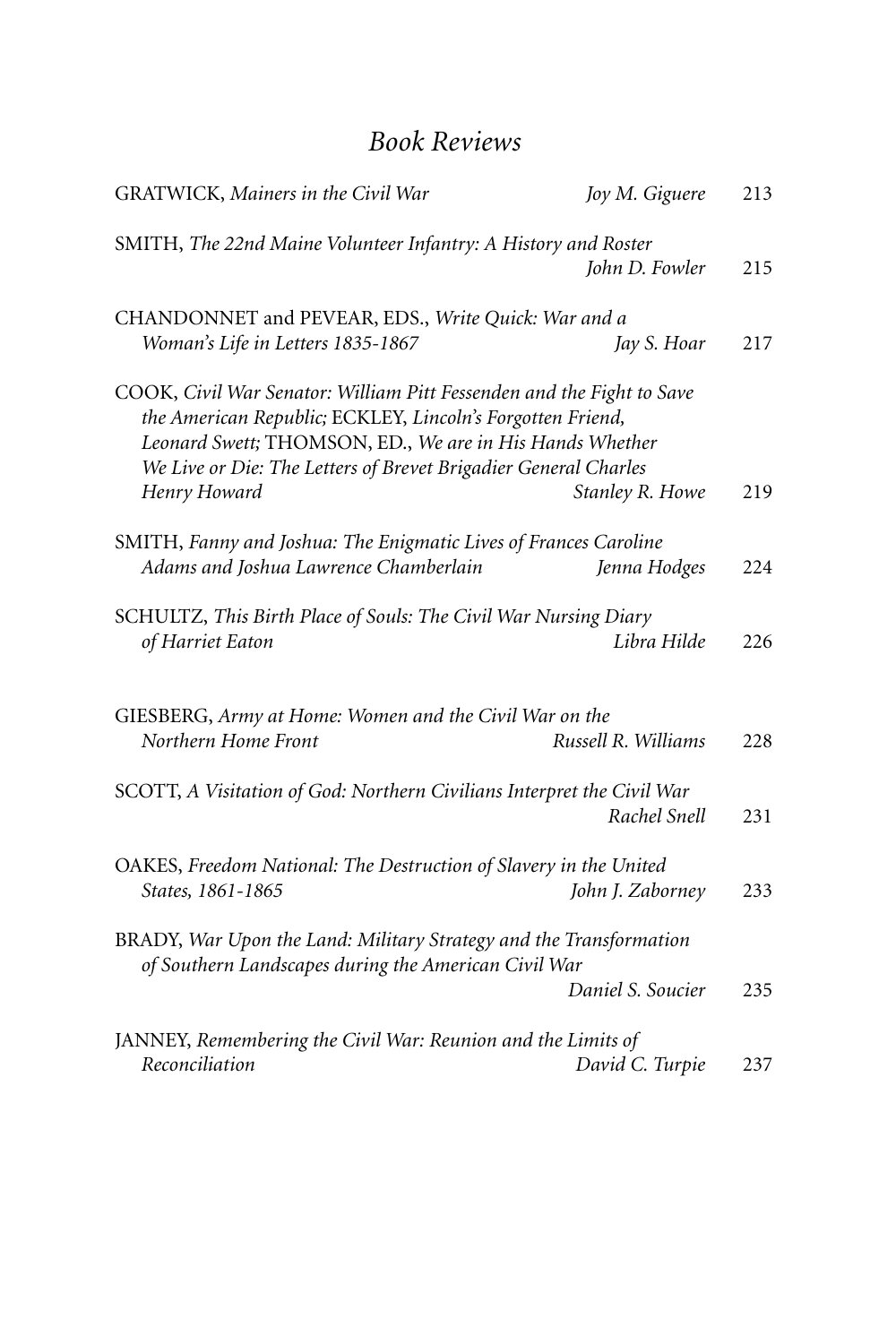## *Book Reviews*

GRATWICK, *Mainers in the Civil War* — *Joy M. Giguere* — 213

SMITH, *The 22nd Maine Volunteer Infantry: A History and Roster* — *John D. Fowler* — 215

CHANDONNET and PEVEAR, EDS., *Write Quick: War and a Woman's Life in Letters 1835-1867* — *Jay S. Hoar* — 217

COOK, *Civil War Senator: William Pitt Fessenden and the Fight to Save the American Republic;* ECKLEY, *Lincoln's Forgotten Friend, Leonard Swett;* THOMSON, ED., *We are in His Hands Whether We Live or Die: The Letters of Brevet Brigadier General Charles Henry Howard* — *Stanley R. Howe* — 219

SMITH, *Fanny and Joshua: The Enigmatic Lives of Frances Caroline Adams and Joshua Lawrence Chamberlain* — *Jenna Hodges* — 224

SCHULTZ, *This Birth Place of Souls: The Civil War Nursing Diary of Harriet Eaton* — *Libra Hilde* — 226

GIESBERG, *Army at Home: Women and the Civil War on the Northern Home Front* — *Russell R. Williams* — 228

SCOTT, *A Visitation of God: Northern Civilians Interpret the Civil War* — *Rachel Snell* — 231

OAKES, *Freedom National: The Destruction of Slavery in the United States, 1861-1865* — *John J. Zaborney* — 233

BRADY, *War Upon the Land: Military Strategy and the Transformation of Southern Landscapes during the American Civil War* — *Daniel S. Soucier* — 235

JANNEY, *Remembering the Civil War: Reunion and the Limits of Reconciliation* — *David C. Turpie* — 237